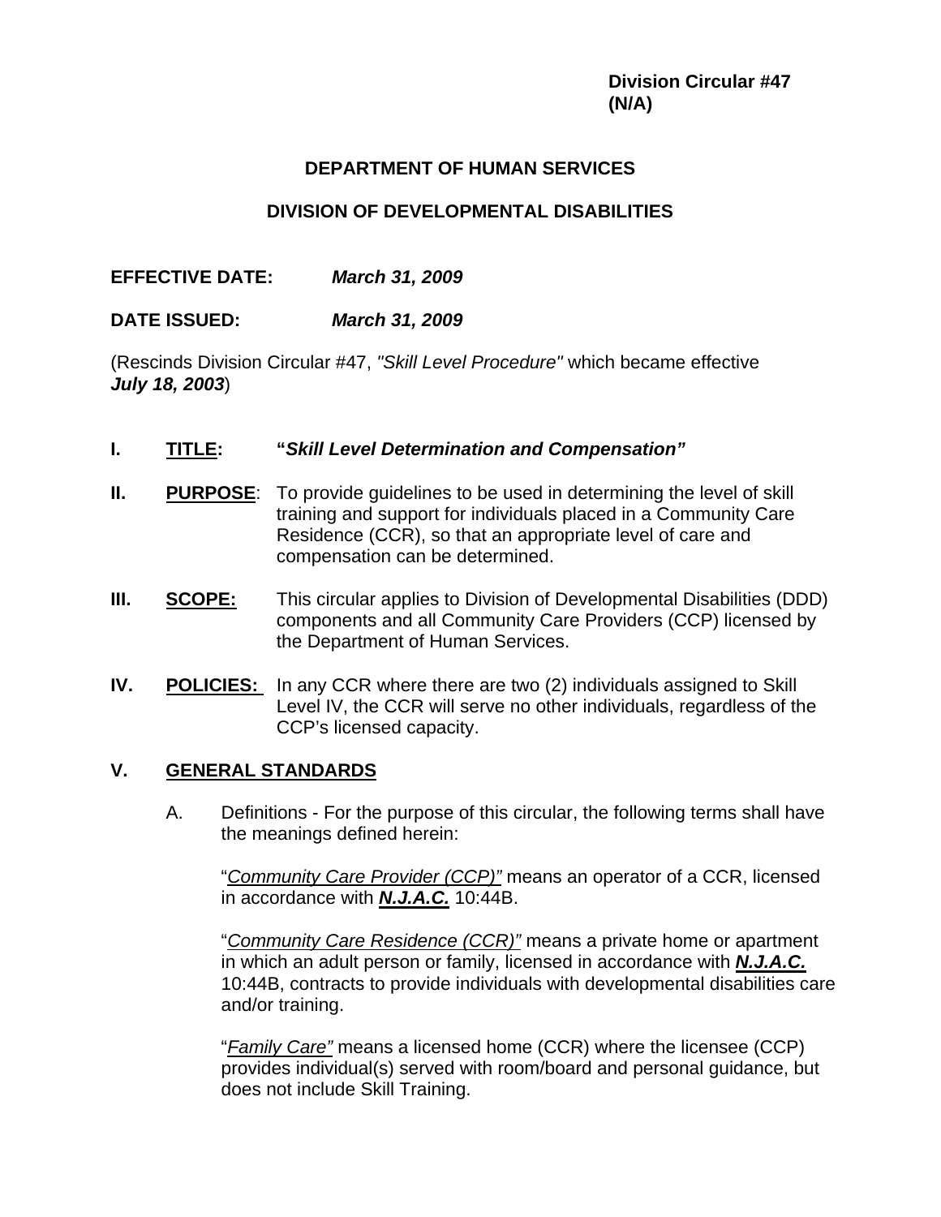**Division Circular #47**
**(N/A)**

**DEPARTMENT OF HUMAN SERVICES**

**DIVISION OF DEVELOPMENTAL DISABILITIES**

**EFFECTIVE DATE:** ***March 31, 2009***

**DATE ISSUED:** ***March 31, 2009***

(Rescinds Division Circular #47, *"Skill Level Procedure"* which became effective ***July 18, 2003***)

**I.** **TITLE:** **"*Skill Level Determination and Compensation"***

**II.** **PURPOSE**: To provide guidelines to be used in determining the level of skill training and support for individuals placed in a Community Care Residence (CCR), so that an appropriate level of care and compensation can be determined.

**III.** **SCOPE:** This circular applies to Division of Developmental Disabilities (DDD) components and all Community Care Providers (CCP) licensed by the Department of Human Services.

**IV.** **POLICIES:** In any CCR where there are two (2) individuals assigned to Skill Level IV, the CCR will serve no other individuals, regardless of the CCP's licensed capacity.

**V.** **GENERAL STANDARDS**

A. Definitions - For the purpose of this circular, the following terms shall have the meanings defined herein:

"*Community Care Provider (CCP)"* means an operator of a CCR, licensed in accordance with ***N.J.A.C.*** 10:44B.

"*Community Care Residence (CCR)"* means a private home or apartment in which an adult person or family, licensed in accordance with ***N.J.A.C.*** 10:44B, contracts to provide individuals with developmental disabilities care and/or training.

"*Family Care"* means a licensed home (CCR) where the licensee (CCP) provides individual(s) served with room/board and personal guidance, but does not include Skill Training.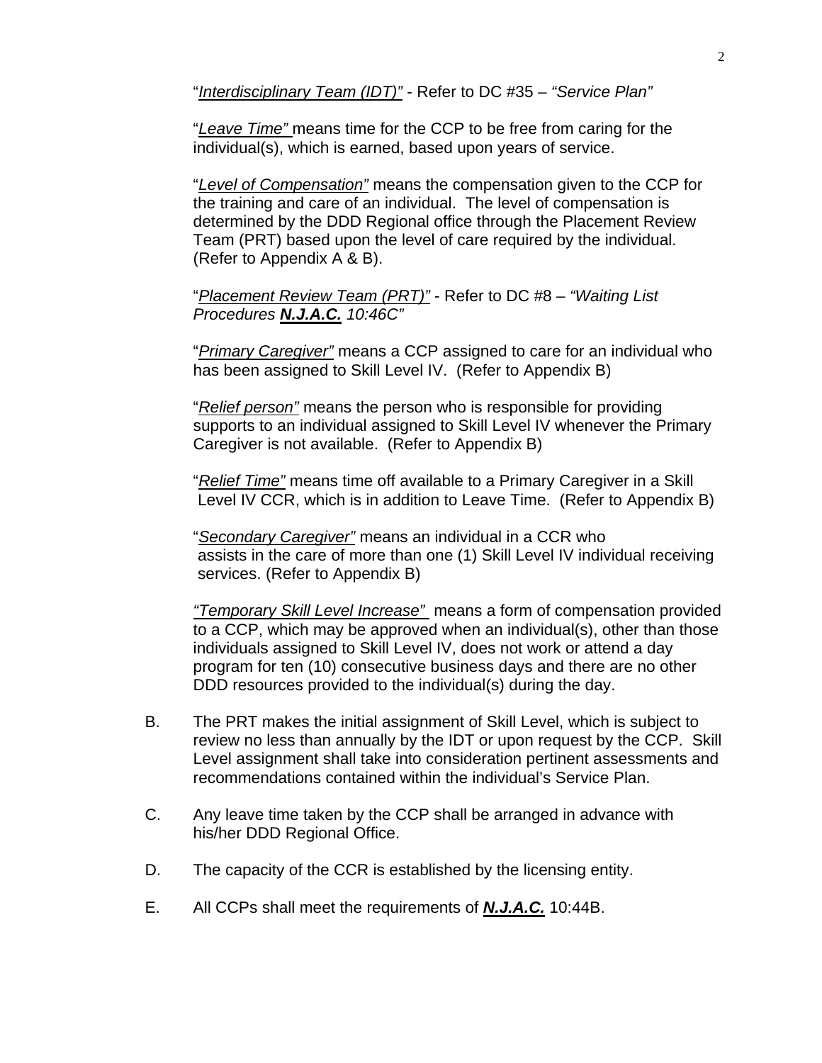"*Interdisciplinary Team (IDT)"* - Refer to DC #35 – *"Service Plan"*

"*Leave Time"* means time for the CCP to be free from caring for the individual(s), which is earned, based upon years of service.

"*Level of Compensation"* means the compensation given to the CCP for the training and care of an individual. The level of compensation is determined by the DDD Regional office through the Placement Review Team (PRT) based upon the level of care required by the individual. (Refer to Appendix A & B).

"*Placement Review Team (PRT)"* - Refer to DC #8 – *"Waiting List Procedures **N.J.A.C.** 10:46C"*

"*Primary Caregiver"* means a CCP assigned to care for an individual who has been assigned to Skill Level IV. (Refer to Appendix B)

"*Relief person"* means the person who is responsible for providing supports to an individual assigned to Skill Level IV whenever the Primary Caregiver is not available. (Refer to Appendix B)

"*Relief Time"* means time off available to a Primary Caregiver in a Skill Level IV CCR, which is in addition to Leave Time. (Refer to Appendix B)

"*Secondary Caregiver"* means an individual in a CCR who assists in the care of more than one (1) Skill Level IV individual receiving services. (Refer to Appendix B)

*"Temporary Skill Level Increase"* means a form of compensation provided to a CCP, which may be approved when an individual(s), other than those individuals assigned to Skill Level IV, does not work or attend a day program for ten (10) consecutive business days and there are no other DDD resources provided to the individual(s) during the day.

B. The PRT makes the initial assignment of Skill Level, which is subject to review no less than annually by the IDT or upon request by the CCP. Skill Level assignment shall take into consideration pertinent assessments and recommendations contained within the individual's Service Plan.

C. Any leave time taken by the CCP shall be arranged in advance with his/her DDD Regional Office.

D. The capacity of the CCR is established by the licensing entity.

E. All CCPs shall meet the requirements of ***N.J.A.C.*** 10:44B.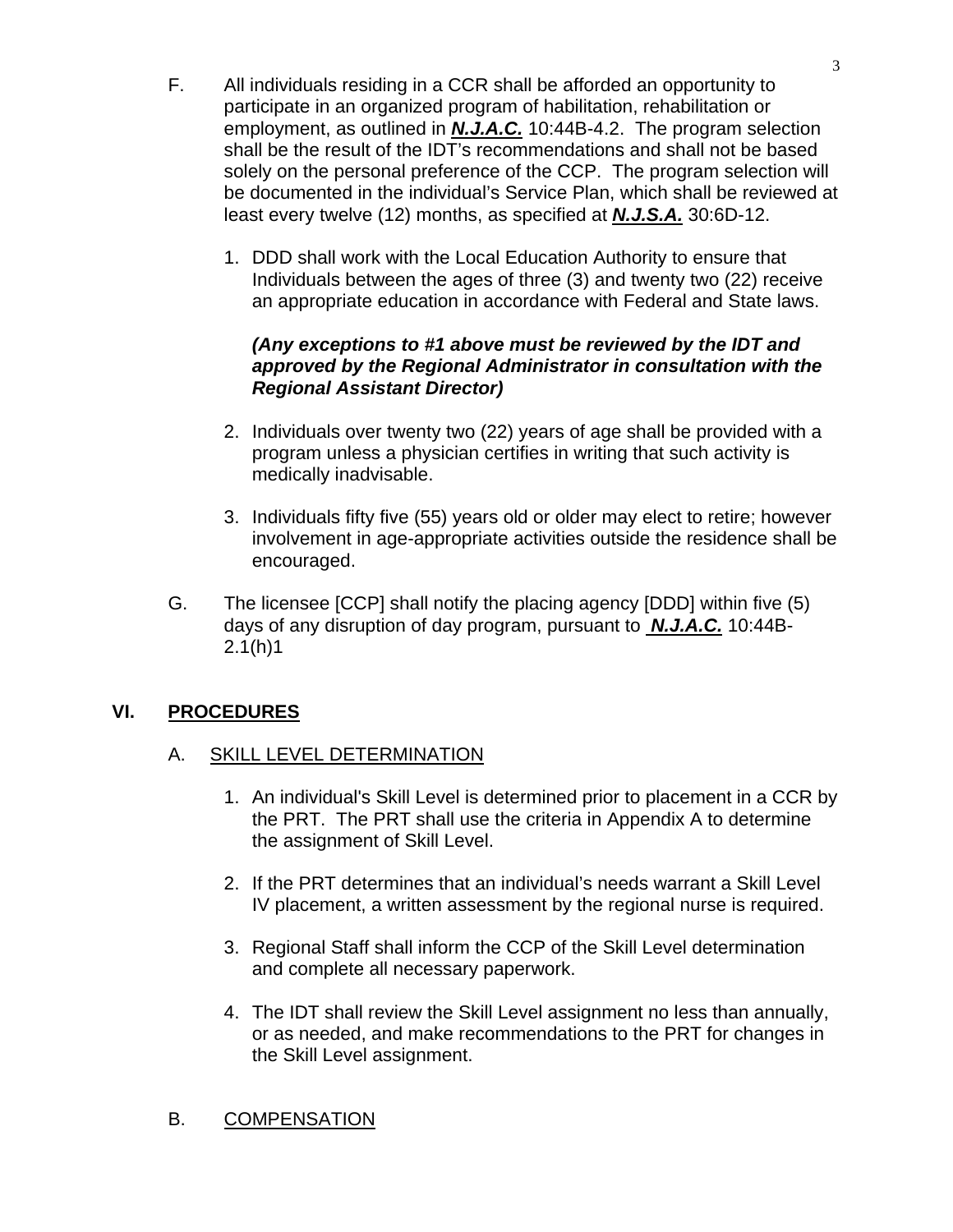F. All individuals residing in a CCR shall be afforded an opportunity to participate in an organized program of habilitation, rehabilitation or employment, as outlined in ***N.J.A.C.*** 10:44B-4.2. The program selection shall be the result of the IDT's recommendations and shall not be based solely on the personal preference of the CCP. The program selection will be documented in the individual's Service Plan, which shall be reviewed at least every twelve (12) months, as specified at ***N.J.S.A.*** 30:6D-12.

1. DDD shall work with the Local Education Authority to ensure that Individuals between the ages of three (3) and twenty two (22) receive an appropriate education in accordance with Federal and State laws.

   ***(Any exceptions to #1 above must be reviewed by the IDT and approved by the Regional Administrator in consultation with the Regional Assistant Director)***

2. Individuals over twenty two (22) years of age shall be provided with a program unless a physician certifies in writing that such activity is medically inadvisable.

3. Individuals fifty five (55) years old or older may elect to retire; however involvement in age-appropriate activities outside the residence shall be encouraged.

G. The licensee [CCP] shall notify the placing agency [DDD] within five (5) days of any disruption of day program, pursuant to ***N.J.A.C.*** 10:44B-2.1(h)1

## VI. PROCEDURES

### A. SKILL LEVEL DETERMINATION

1. An individual's Skill Level is determined prior to placement in a CCR by the PRT. The PRT shall use the criteria in Appendix A to determine the assignment of Skill Level.

2. If the PRT determines that an individual's needs warrant a Skill Level IV placement, a written assessment by the regional nurse is required.

3. Regional Staff shall inform the CCP of the Skill Level determination and complete all necessary paperwork.

4. The IDT shall review the Skill Level assignment no less than annually, or as needed, and make recommendations to the PRT for changes in the Skill Level assignment.

### B. COMPENSATION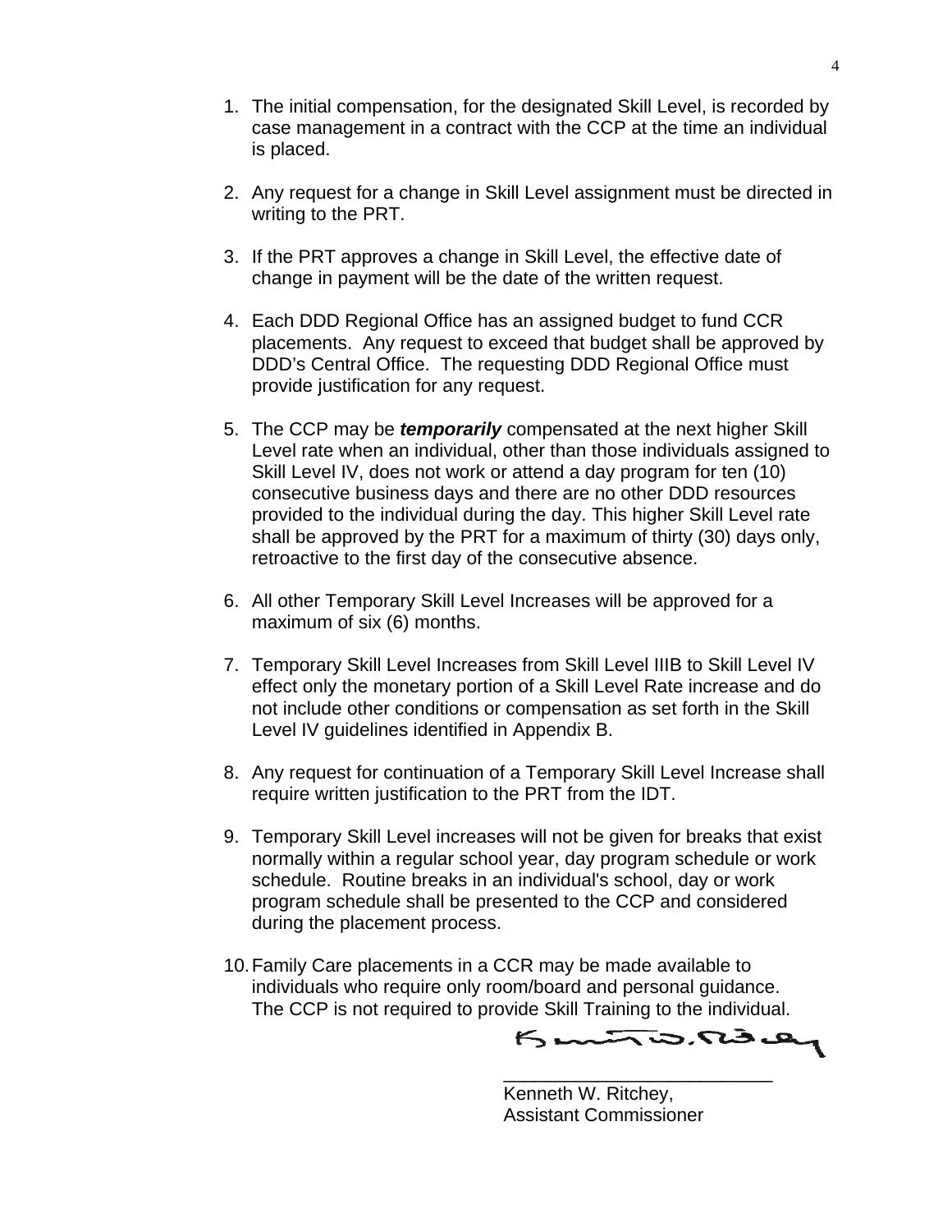1. The initial compensation, for the designated Skill Level, is recorded by case management in a contract with the CCP at the time an individual is placed.

2. Any request for a change in Skill Level assignment must be directed in writing to the PRT.

3. If the PRT approves a change in Skill Level, the effective date of change in payment will be the date of the written request.

4. Each DDD Regional Office has an assigned budget to fund CCR placements. Any request to exceed that budget shall be approved by DDD's Central Office. The requesting DDD Regional Office must provide justification for any request.

5. The CCP may be ***temporarily*** compensated at the next higher Skill Level rate when an individual, other than those individuals assigned to Skill Level IV, does not work or attend a day program for ten (10) consecutive business days and there are no other DDD resources provided to the individual during the day. This higher Skill Level rate shall be approved by the PRT for a maximum of thirty (30) days only, retroactive to the first day of the consecutive absence.

6. All other Temporary Skill Level Increases will be approved for a maximum of six (6) months.

7. Temporary Skill Level Increases from Skill Level IIIB to Skill Level IV effect only the monetary portion of a Skill Level Rate increase and do not include other conditions or compensation as set forth in the Skill Level IV guidelines identified in Appendix B.

8. Any request for continuation of a Temporary Skill Level Increase shall require written justification to the PRT from the IDT.

9. Temporary Skill Level increases will not be given for breaks that exist normally within a regular school year, day program schedule or work schedule. Routine breaks in an individual's school, day or work program schedule shall be presented to the CCP and considered during the placement process.

10. Family Care placements in a CCR may be made available to individuals who require only room/board and personal guidance. The CCP is not required to provide Skill Training to the individual.

___________________________

Kenneth W. Ritchey,
Assistant Commissioner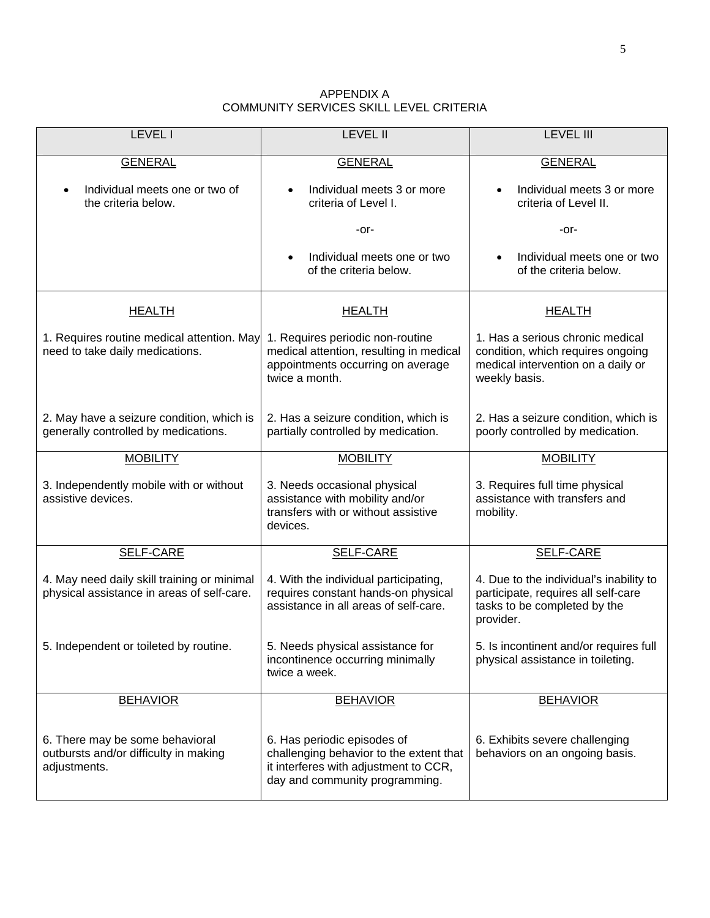# APPENDIX A
## COMMUNITY SERVICES SKILL LEVEL CRITERIA

| LEVEL I | LEVEL II | LEVEL III |
|---|---|---|
| <u>GENERAL</u> | <u>GENERAL</u> | <u>GENERAL</u> |
| • Individual meets one or two of the criteria below. | • Individual meets 3 or more criteria of Level I. <br> -or- <br> • Individual meets one or two of the criteria below. | • Individual meets 3 or more criteria of Level II. <br> -or- <br> • Individual meets one or two of the criteria below. |
| <u>HEALTH</u> | <u>HEALTH</u> | <u>HEALTH</u> |
| 1. Requires routine medical attention. May need to take daily medications. | 1. Requires periodic non-routine medical attention, resulting in medical appointments occurring on average twice a month. | 1. Has a serious chronic medical condition, which requires ongoing medical intervention on a daily or weekly basis. |
| 2. May have a seizure condition, which is generally controlled by medications. | 2. Has a seizure condition, which is partially controlled by medication. | 2. Has a seizure condition, which is poorly controlled by medication. |
| <u>MOBILITY</u> | <u>MOBILITY</u> | <u>MOBILITY</u> |
| 3. Independently mobile with or without assistive devices. | 3. Needs occasional physical assistance with mobility and/or transfers with or without assistive devices. | 3. Requires full time physical assistance with transfers and mobility. |
| <u>SELF-CARE</u> | <u>SELF-CARE</u> | <u>SELF-CARE</u> |
| 4. May need daily skill training or minimal physical assistance in areas of self-care. | 4. With the individual participating, requires constant hands-on physical assistance in all areas of self-care. | 4. Due to the individual's inability to participate, requires all self-care tasks to be completed by the provider. |
| 5. Independent or toileted by routine. | 5. Needs physical assistance for incontinence occurring minimally twice a week. | 5. Is incontinent and/or requires full physical assistance in toileting. |
| <u>BEHAVIOR</u> | <u>BEHAVIOR</u> | <u>BEHAVIOR</u> |
| 6. There may be some behavioral outbursts and/or difficulty in making adjustments. | 6. Has periodic episodes of challenging behavior to the extent that it interferes with adjustment to CCR, day and community programming. | 6. Exhibits severe challenging behaviors on an ongoing basis. |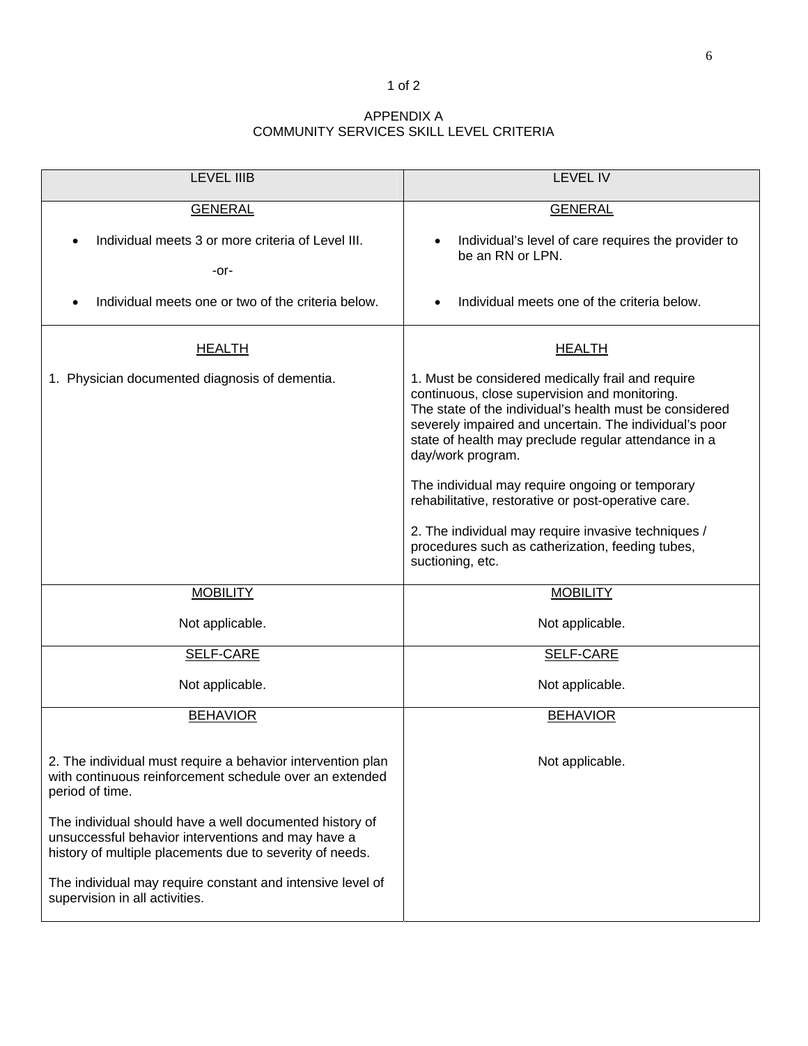## APPENDIX A
## COMMUNITY SERVICES SKILL LEVEL CRITERIA

| LEVEL IIIB | LEVEL IV |
|---|---|
| GENERAL<br><br>• Individual meets 3 or more criteria of Level III.<br><br>-or-<br><br>• Individual meets one or two of the criteria below. | GENERAL<br><br>• Individual's level of care requires the provider to be an RN or LPN.<br><br>• Individual meets one of the criteria below. |
| HEALTH<br><br>1. Physician documented diagnosis of dementia. | HEALTH<br><br>1. Must be considered medically frail and require continuous, close supervision and monitoring. The state of the individual's health must be considered severely impaired and uncertain. The individual's poor state of health may preclude regular attendance in a day/work program.<br><br>The individual may require ongoing or temporary rehabilitative, restorative or post-operative care.<br><br>2. The individual may require invasive techniques / procedures such as catherization, feeding tubes, suctioning, etc. |
| MOBILITY<br><br>Not applicable. | MOBILITY<br><br>Not applicable. |
| SELF-CARE<br><br>Not applicable. | SELF-CARE<br><br>Not applicable. |
| BEHAVIOR<br><br>2. The individual must require a behavior intervention plan with continuous reinforcement schedule over an extended period of time.<br><br>The individual should have a well documented history of unsuccessful behavior interventions and may have a history of multiple placements due to severity of needs.<br><br>The individual may require constant and intensive level of supervision in all activities. | BEHAVIOR<br><br>Not applicable. |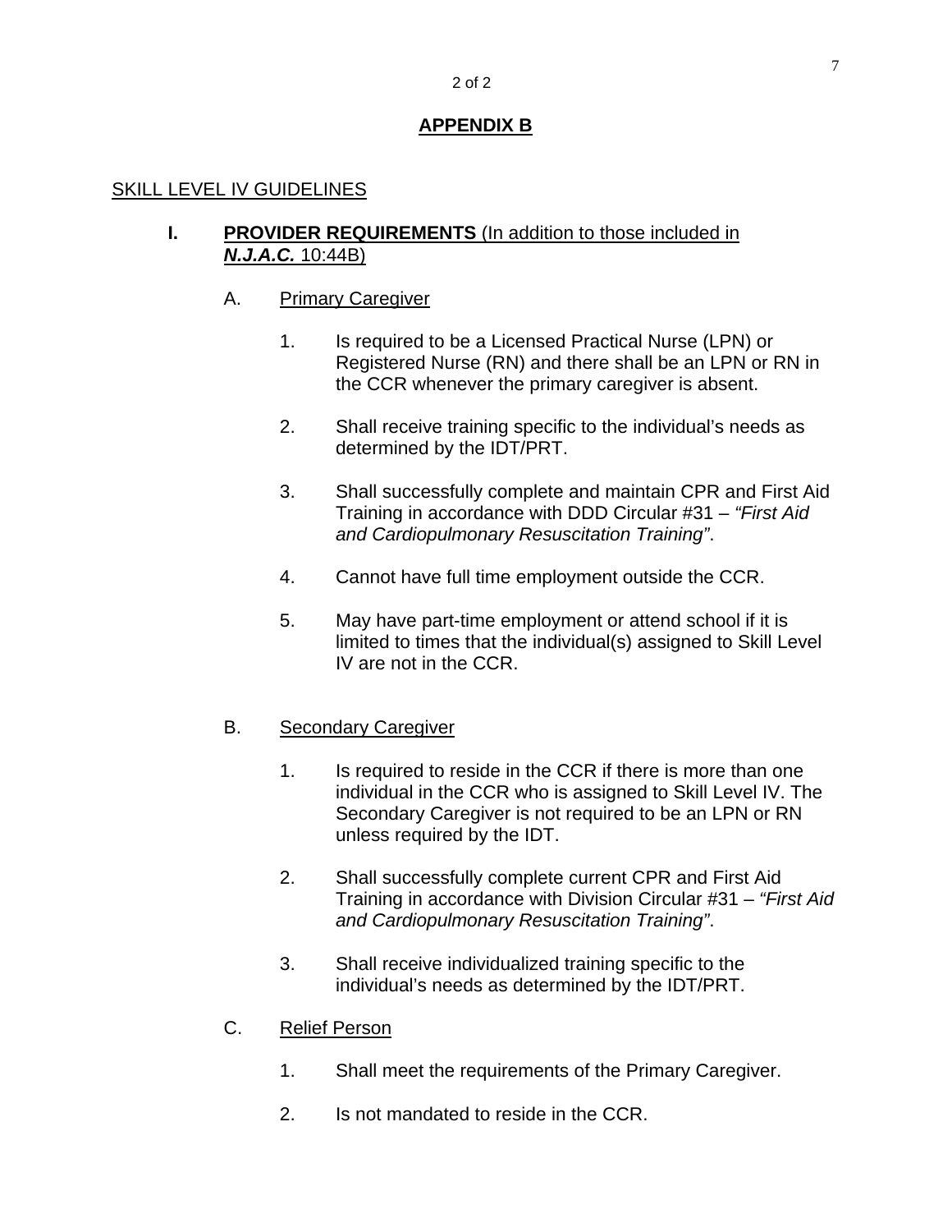## APPENDIX B

SKILL LEVEL IV GUIDELINES

**I. PROVIDER REQUIREMENTS** (In addition to those included in ***N.J.A.C.*** 10:44B)

A. Primary Caregiver

1. Is required to be a Licensed Practical Nurse (LPN) or Registered Nurse (RN) and there shall be an LPN or RN in the CCR whenever the primary caregiver is absent.

2. Shall receive training specific to the individual's needs as determined by the IDT/PRT.

3. Shall successfully complete and maintain CPR and First Aid Training in accordance with DDD Circular #31 – *"First Aid and Cardiopulmonary Resuscitation Training"*.

4. Cannot have full time employment outside the CCR.

5. May have part-time employment or attend school if it is limited to times that the individual(s) assigned to Skill Level IV are not in the CCR.

B. Secondary Caregiver

1. Is required to reside in the CCR if there is more than one individual in the CCR who is assigned to Skill Level IV. The Secondary Caregiver is not required to be an LPN or RN unless required by the IDT.

2. Shall successfully complete current CPR and First Aid Training in accordance with Division Circular #31 – *"First Aid and Cardiopulmonary Resuscitation Training"*.

3. Shall receive individualized training specific to the individual's needs as determined by the IDT/PRT.

C. Relief Person

1. Shall meet the requirements of the Primary Caregiver.

2. Is not mandated to reside in the CCR.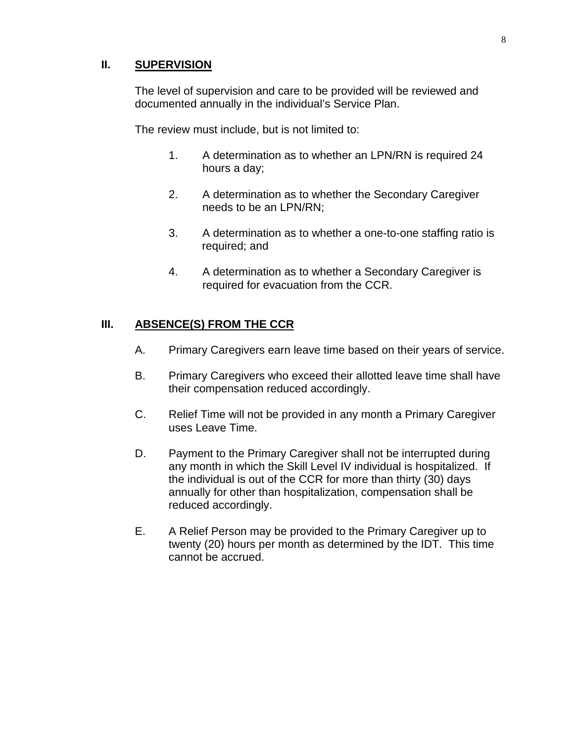## II. SUPERVISION

The level of supervision and care to be provided will be reviewed and documented annually in the individual's Service Plan.

The review must include, but is not limited to:

1. A determination as to whether an LPN/RN is required 24 hours a day;

2. A determination as to whether the Secondary Caregiver needs to be an LPN/RN;

3. A determination as to whether a one-to-one staffing ratio is required; and

4. A determination as to whether a Secondary Caregiver is required for evacuation from the CCR.

## III. ABSENCE(S) FROM THE CCR

A. Primary Caregivers earn leave time based on their years of service.

B. Primary Caregivers who exceed their allotted leave time shall have their compensation reduced accordingly.

C. Relief Time will not be provided in any month a Primary Caregiver uses Leave Time.

D. Payment to the Primary Caregiver shall not be interrupted during any month in which the Skill Level IV individual is hospitalized. If the individual is out of the CCR for more than thirty (30) days annually for other than hospitalization, compensation shall be reduced accordingly.

E. A Relief Person may be provided to the Primary Caregiver up to twenty (20) hours per month as determined by the IDT. This time cannot be accrued.